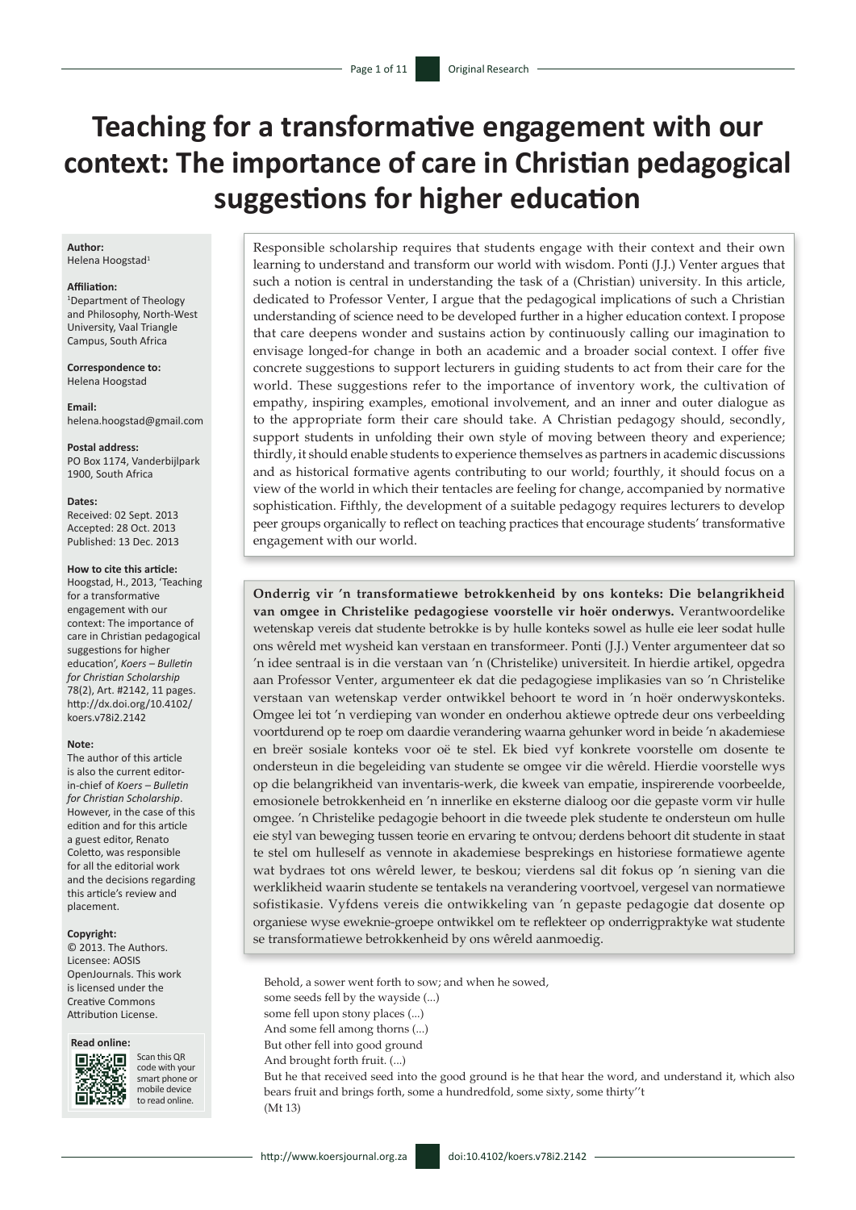# Teaching for a transformative engagement with our context: The importance of care in Christian pedagogical suggestions for higher education

**Author:**
Helena Hoogstad[1]

**Affiliation:**
[1]Department of Theology and Philosophy, North-West University, Vaal Triangle Campus, South Africa

**Correspondence to:**
Helena Hoogstad

**Email:**
helena.hoogstad@gmail.com

**Postal address:**
PO Box 1174, Vanderbijlpark 1900, South Africa

**Dates:**
Received: 02 Sept. 2013
Accepted: 28 Oct. 2013
Published: 13 Dec. 2013

**How to cite this article:**
Hoogstad, H., 2013, 'Teaching for a transformative engagement with our context: The importance of care in Christian pedagogical suggestions for higher education', *Koers – Bulletin for Christian Scholarship* 78(2), Art. #2142, 11 pages. http://dx.doi.org/10.4102/koers.v78i2.2142

**Note:**
The author of this article is also the current editor-in-chief of *Koers – Bulletin for Christian Scholarship*. However, in the case of this edition and for this article a guest editor, Renato Coletto, was responsible for all the editorial work and the decisions regarding this article's review and placement.

**Copyright:**
© 2013. The Authors. Licensee: AOSIS OpenJournals. This work is licensed under the Creative Commons Attribution License.

**Read online:**
Scan this QR code with your smart phone or mobile device to read online.

Responsible scholarship requires that students engage with their context and their own learning to understand and transform our world with wisdom. Ponti (J.J.) Venter argues that such a notion is central in understanding the task of a (Christian) university. In this article, dedicated to Professor Venter, I argue that the pedagogical implications of such a Christian understanding of science need to be developed further in a higher education context. I propose that care deepens wonder and sustains action by continuously calling our imagination to envisage longed-for change in both an academic and a broader social context. I offer five concrete suggestions to support lecturers in guiding students to act from their care for the world. These suggestions refer to the importance of inventory work, the cultivation of empathy, inspiring examples, emotional involvement, and an inner and outer dialogue as to the appropriate form their care should take. A Christian pedagogy should, secondly, support students in unfolding their own style of moving between theory and experience; thirdly, it should enable students to experience themselves as partners in academic discussions and as historical formative agents contributing to our world; fourthly, it should focus on a view of the world in which their tentacles are feeling for change, accompanied by normative sophistication. Fifthly, the development of a suitable pedagogy requires lecturers to develop peer groups organically to reflect on teaching practices that encourage students' transformative engagement with our world.

**Onderrig vir 'n transformatiewe betrokkenheid by ons konteks: Die belangrikheid van omgee in Christelike pedagogiese voorstelle vir hoër onderwys.** Verantwoordelike wetenskap vereis dat studente betrokke is by hulle konteks sowel as hulle eie leer sodat hulle ons wêreld met wysheid kan verstaan en transformeer. Ponti (J.J.) Venter argumenteer dat so 'n idee sentraal is in die verstaan van 'n (Christelike) universiteit. In hierdie artikel, opgedra aan Professor Venter, argumenteer ek dat die pedagogiese implikasies van so 'n Christelike verstaan van wetenskap verder ontwikkel behoort te word in 'n hoër onderwyskonteks. Omgee lei tot 'n verdieping van wonder en onderhou aktiewe optrede deur ons verbeelding voortdurend op te roep om daardie verandering waarna gehunker word in beide 'n akademiese en breër sosiale konteks voor oë te stel. Ek bied vyf konkrete voorstelle om dosente te ondersteun in die begeleiding van studente se omgee vir die wêreld. Hierdie voorstelle wys op die belangrikheid van inventaris-werk, die kweek van empatie, inspirerende voorbeelde, emosionele betrokkenheid en 'n innerlike en eksterne dialoog oor die gepaste vorm vir hulle omgee. 'n Christelike pedagogie behoort in die tweede plek studente te ondersteun om hulle eie styl van beweging tussen teorie en ervaring te ontvou; derdens behoort dit studente in staat te stel om hulleself as vennote in akademiese besprekings en historiese formatiewe agente wat bydraes tot ons wêreld lewer, te beskou; vierdens sal dit fokus op 'n siening van die werklikheid waarin studente se tentakels na verandering voortvoel, vergesel van normatiewe sofistikasie. Vyfdens vereis die ontwikkeling van 'n gepaste pedagogie dat dosente op organiese wyse eweknie-groepe ontwikkel om te reflekteer op onderrigpraktyke wat studente se transformatiewe betrokkenheid by ons wêreld aanmoedig.

> Behold, a sower went forth to sow; and when he sowed,
> some seeds fell by the wayside (...)
> some fell upon stony places (...)
> And some fell among thorns (...)
> But other fell into good ground
> And brought forth fruit. (...)
> But he that received seed into the good ground is he that hear the word, and understand it, which also bears fruit and brings forth, some a hundredfold, some sixty, some thirty''t
> (Mt 13)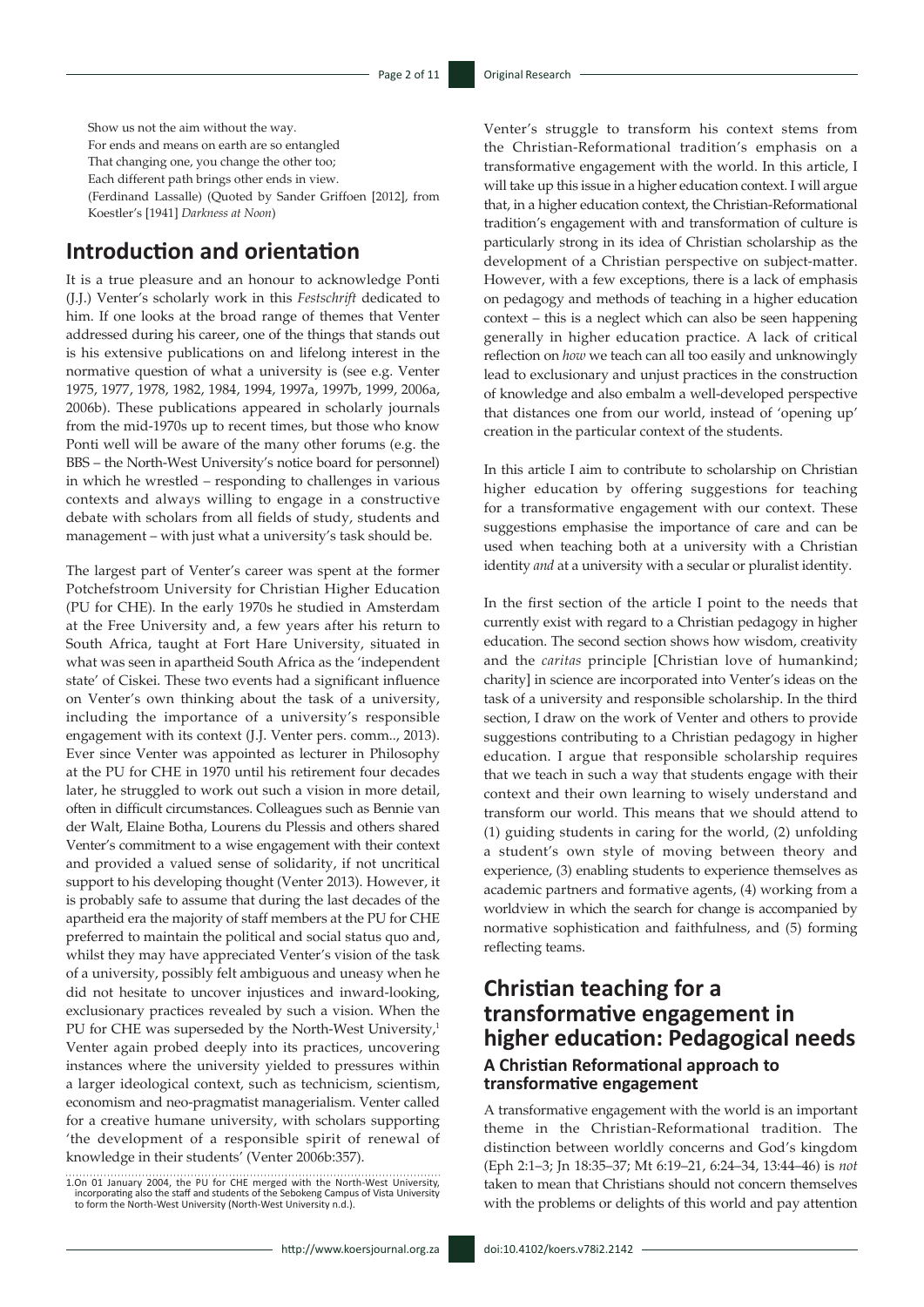Show us not the aim without the way.
For ends and means on earth are so entangled
That changing one, you change the other too;
Each different path brings other ends in view.
(Ferdinand Lassalle) (Quoted by Sander Griffoen [2012], from Koestler's [1941] *Darkness at Noon*)

## Introduction and orientation

It is a true pleasure and an honour to acknowledge Ponti (J.J.) Venter's scholarly work in this *Festschrift* dedicated to him. If one looks at the broad range of themes that Venter addressed during his career, one of the things that stands out is his extensive publications on and lifelong interest in the normative question of what a university is (see e.g. Venter 1975, 1977, 1978, 1982, 1984, 1994, 1997a, 1997b, 1999, 2006a, 2006b). These publications appeared in scholarly journals from the mid-1970s up to recent times, but those who know Ponti well will be aware of the many other forums (e.g. the BBS – the North-West University's notice board for personnel) in which he wrestled – responding to challenges in various contexts and always willing to engage in a constructive debate with scholars from all fields of study, students and management – with just what a university's task should be.

The largest part of Venter's career was spent at the former Potchefstroom University for Christian Higher Education (PU for CHE). In the early 1970s he studied in Amsterdam at the Free University and, a few years after his return to South Africa, taught at Fort Hare University, situated in what was seen in apartheid South Africa as the 'independent state' of Ciskei. These two events had a significant influence on Venter's own thinking about the task of a university, including the importance of a university's responsible engagement with its context (J.J. Venter pers. comm.., 2013). Ever since Venter was appointed as lecturer in Philosophy at the PU for CHE in 1970 until his retirement four decades later, he struggled to work out such a vision in more detail, often in difficult circumstances. Colleagues such as Bennie van der Walt, Elaine Botha, Lourens du Plessis and others shared Venter's commitment to a wise engagement with their context and provided a valued sense of solidarity, if not uncritical support to his developing thought (Venter 2013). However, it is probably safe to assume that during the last decades of the apartheid era the majority of staff members at the PU for CHE preferred to maintain the political and social status quo and, whilst they may have appreciated Venter's vision of the task of a university, possibly felt ambiguous and uneasy when he did not hesitate to uncover injustices and inward-looking, exclusionary practices revealed by such a vision. When the PU for CHE was superseded by the North-West University,[1] Venter again probed deeply into its practices, uncovering instances where the university yielded to pressures within a larger ideological context, such as technicism, scientism, economism and neo-pragmatist managerialism. Venter called for a creative humane university, with scholars supporting 'the development of a responsible spirit of renewal of knowledge in their students' (Venter 2006b:357).

Venter's struggle to transform his context stems from the Christian-Reformational tradition's emphasis on a transformative engagement with the world. In this article, I will take up this issue in a higher education context. I will argue that, in a higher education context, the Christian-Reformational tradition's engagement with and transformation of culture is particularly strong in its idea of Christian scholarship as the development of a Christian perspective on subject-matter. However, with a few exceptions, there is a lack of emphasis on pedagogy and methods of teaching in a higher education context – this is a neglect which can also be seen happening generally in higher education practice. A lack of critical reflection on *how* we teach can all too easily and unknowingly lead to exclusionary and unjust practices in the construction of knowledge and also embalm a well-developed perspective that distances one from our world, instead of 'opening up' creation in the particular context of the students.

In this article I aim to contribute to scholarship on Christian higher education by offering suggestions for teaching for a transformative engagement with our context. These suggestions emphasise the importance of care and can be used when teaching both at a university with a Christian identity *and* at a university with a secular or pluralist identity.

In the first section of the article I point to the needs that currently exist with regard to a Christian pedagogy in higher education. The second section shows how wisdom, creativity and the *caritas* principle [Christian love of humankind; charity] in science are incorporated into Venter's ideas on the task of a university and responsible scholarship. In the third section, I draw on the work of Venter and others to provide suggestions contributing to a Christian pedagogy in higher education. I argue that responsible scholarship requires that we teach in such a way that students engage with their context and their own learning to wisely understand and transform our world. This means that we should attend to (1) guiding students in caring for the world, (2) unfolding a student's own style of moving between theory and experience, (3) enabling students to experience themselves as academic partners and formative agents, (4) working from a worldview in which the search for change is accompanied by normative sophistication and faithfulness, and (5) forming reflecting teams.

## Christian teaching for a transformative engagement in higher education: Pedagogical needs

### A Christian Reformational approach to transformative engagement

A transformative engagement with the world is an important theme in the Christian-Reformational tradition. The distinction between worldly concerns and God's kingdom (Eph 2:1–3; Jn 18:35–37; Mt 6:19–21, 6:24–34, 13:44–46) is *not* taken to mean that Christians should not concern themselves with the problems or delights of this world and pay attention

1. On 01 January 2004, the PU for CHE merged with the North-West University, incorporating also the staff and students of the Sebokeng Campus of Vista University to form the North-West University (North-West University n.d.).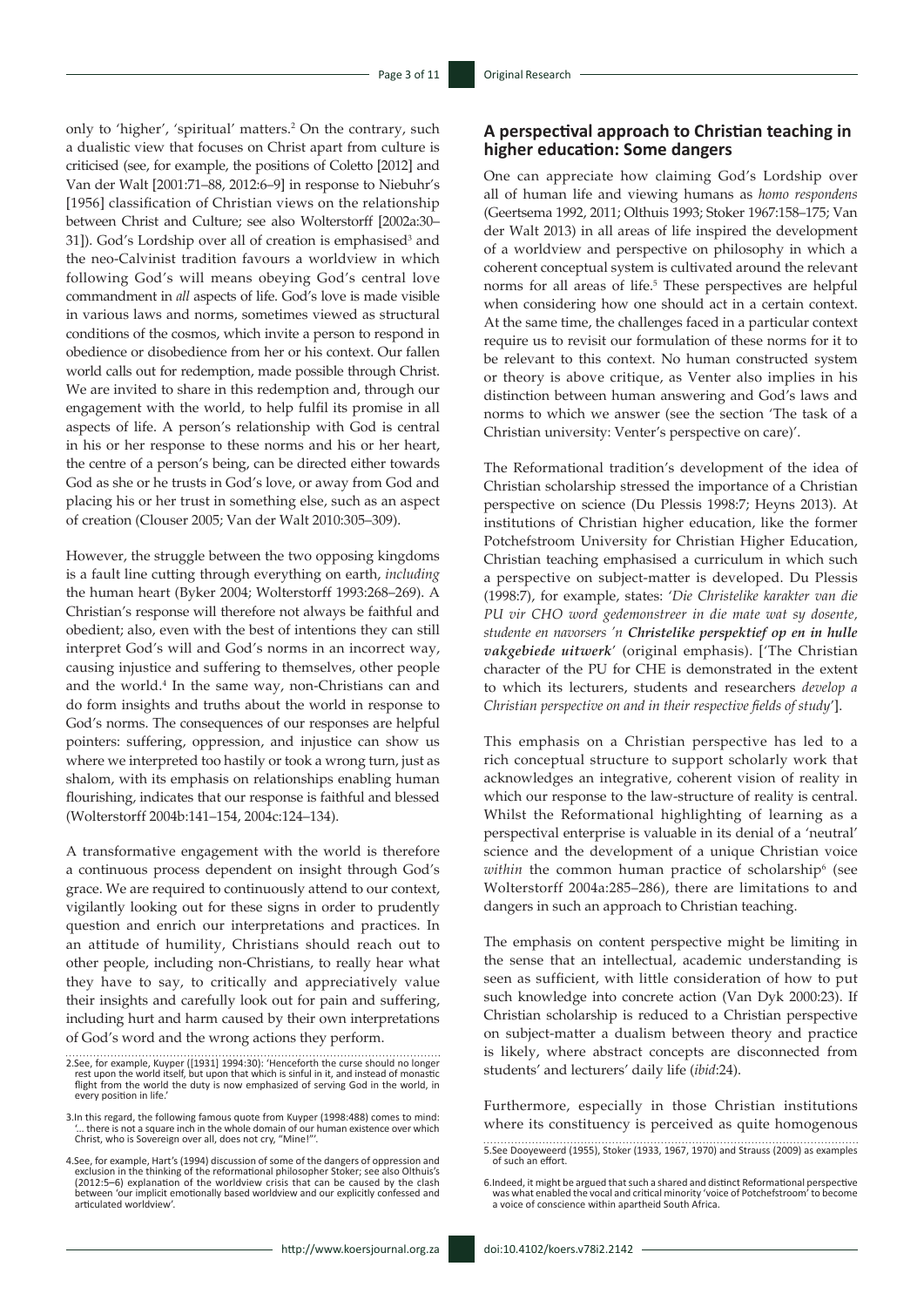only to 'higher', 'spiritual' matters.[2] On the contrary, such a dualistic view that focuses on Christ apart from culture is criticised (see, for example, the positions of Coletto [2012] and Van der Walt [2001:71–88, 2012:6–9] in response to Niebuhr's [1956] classification of Christian views on the relationship between Christ and Culture; see also Wolterstorff [2002a:30–31]). God's Lordship over all of creation is emphasised[3] and the neo-Calvinist tradition favours a worldview in which following God's will means obeying God's central love commandment in *all* aspects of life. God's love is made visible in various laws and norms, sometimes viewed as structural conditions of the cosmos, which invite a person to respond in obedience or disobedience from her or his context. Our fallen world calls out for redemption, made possible through Christ. We are invited to share in this redemption and, through our engagement with the world, to help fulfil its promise in all aspects of life. A person's relationship with God is central in his or her response to these norms and his or her heart, the centre of a person's being, can be directed either towards God as she or he trusts in God's love, or away from God and placing his or her trust in something else, such as an aspect of creation (Clouser 2005; Van der Walt 2010:305–309).

However, the struggle between the two opposing kingdoms is a fault line cutting through everything on earth, *including* the human heart (Byker 2004; Wolterstorff 1993:268–269). A Christian's response will therefore not always be faithful and obedient; also, even with the best of intentions they can still interpret God's will and God's norms in an incorrect way, causing injustice and suffering to themselves, other people and the world.[4] In the same way, non-Christians can and do form insights and truths about the world in response to God's norms. The consequences of our responses are helpful pointers: suffering, oppression, and injustice can show us where we interpreted too hastily or took a wrong turn, just as shalom, with its emphasis on relationships enabling human flourishing, indicates that our response is faithful and blessed (Wolterstorff 2004b:141–154, 2004c:124–134).

A transformative engagement with the world is therefore a continuous process dependent on insight through God's grace. We are required to continuously attend to our context, vigilantly looking out for these signs in order to prudently question and enrich our interpretations and practices. In an attitude of humility, Christians should reach out to other people, including non-Christians, to really hear what they have to say, to critically and appreciatively value their insights and carefully look out for pain and suffering, including hurt and harm caused by their own interpretations of God's word and the wrong actions they perform.

## A perspectival approach to Christian teaching in higher education: Some dangers

One can appreciate how claiming God's Lordship over all of human life and viewing humans as *homo respondens* (Geertsema 1992, 2011; Olthuis 1993; Stoker 1967:158–175; Van der Walt 2013) in all areas of life inspired the development of a worldview and perspective on philosophy in which a coherent conceptual system is cultivated around the relevant norms for all areas of life.[5] These perspectives are helpful when considering how one should act in a certain context. At the same time, the challenges faced in a particular context require us to revisit our formulation of these norms for it to be relevant to this context. No human constructed system or theory is above critique, as Venter also implies in his distinction between human answering and God's laws and norms to which we answer (see the section 'The task of a Christian university: Venter's perspective on care)'.

The Reformational tradition's development of the idea of Christian scholarship stressed the importance of a Christian perspective on science (Du Plessis 1998:7; Heyns 2013). At institutions of Christian higher education, like the former Potchefstroom University for Christian Higher Education, Christian teaching emphasised a curriculum in which such a perspective on subject-matter is developed. Du Plessis (1998:7), for example, states: '*Die Christelike karakter van die PU vir CHO word gedemonstreer in die mate wat sy dosente, studente en navorsers 'n* ***Christelike perspektief op en in hulle vakgebiede uitwerk***' (original emphasis). ['The Christian character of the PU for CHE is demonstrated in the extent to which its lecturers, students and researchers *develop a Christian perspective on and in their respective fields of study*'].

This emphasis on a Christian perspective has led to a rich conceptual structure to support scholarly work that acknowledges an integrative, coherent vision of reality in which our response to the law-structure of reality is central. Whilst the Reformational highlighting of learning as a perspectival enterprise is valuable in its denial of a 'neutral' science and the development of a unique Christian voice *within* the common human practice of scholarship[6] (see Wolterstorff 2004a:285–286), there are limitations to and dangers in such an approach to Christian teaching.

The emphasis on content perspective might be limiting in the sense that an intellectual, academic understanding is seen as sufficient, with little consideration of how to put such knowledge into concrete action (Van Dyk 2000:23). If Christian scholarship is reduced to a Christian perspective on subject-matter a dualism between theory and practice is likely, where abstract concepts are disconnected from students' and lecturers' daily life (*ibid*:24).

Furthermore, especially in those Christian institutions where its constituency is perceived as quite homogenous

---

2. See, for example, Kuyper ([1931] 1994:30): 'Henceforth the curse should no longer rest upon the world itself, but upon that which is sinful in it, and instead of monastic flight from the world the duty is now emphasized of serving God in the world, in every position in life.'

3. In this regard, the following famous quote from Kuyper (1998:488) comes to mind: '... there is not a square inch in the whole domain of our human existence over which Christ, who is Sovereign over all, does not cry, "Mine!"'.

4. See, for example, Hart's (1994) discussion of some of the dangers of oppression and exclusion in the thinking of the reformational philosopher Stoker; see also Olthuis's (2012:5–6) explanation of the worldview crisis that can be caused by the clash between 'our implicit emotionally based worldview and our explicitly confessed and articulated worldview'.

5. See Dooyeweerd (1955), Stoker (1933, 1967, 1970) and Strauss (2009) as examples of such an effort.

6. Indeed, it might be argued that such a shared and distinct Reformational perspective was what enabled the vocal and critical minority 'voice of Potchefstroom' to become a voice of conscience within apartheid South Africa.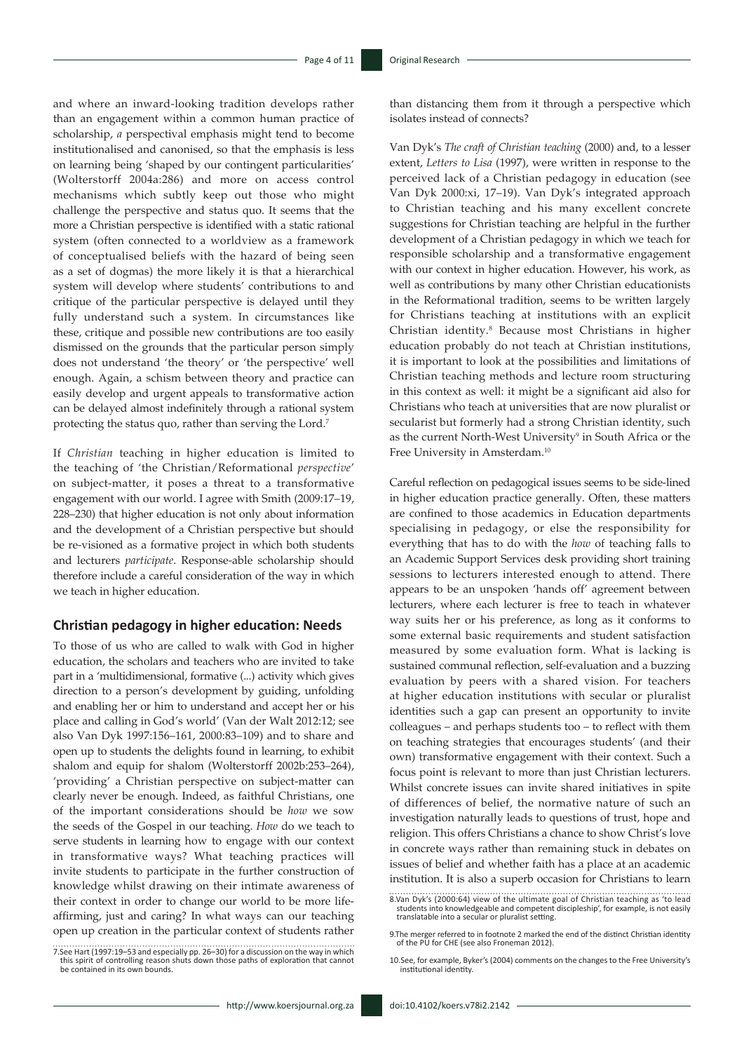and where an inward-looking tradition develops rather than an engagement within a common human practice of scholarship, *a* perspectival emphasis might tend to become institutionalised and canonised, so that the emphasis is less on learning being 'shaped by our contingent particularities' (Wolterstorff 2004a:286) and more on access control mechanisms which subtly keep out those who might challenge the perspective and status quo. It seems that the more a Christian perspective is identified with a static rational system (often connected to a worldview as a framework of conceptualised beliefs with the hazard of being seen as a set of dogmas) the more likely it is that a hierarchical system will develop where students' contributions to and critique of the particular perspective is delayed until they fully understand such a system. In circumstances like these, critique and possible new contributions are too easily dismissed on the grounds that the particular person simply does not understand 'the theory' or 'the perspective' well enough. Again, a schism between theory and practice can easily develop and urgent appeals to transformative action can be delayed almost indefinitely through a rational system protecting the status quo, rather than serving the Lord.[7]

If *Christian* teaching in higher education is limited to the teaching of 'the Christian/Reformational *perspective*' on subject-matter, it poses a threat to a transformative engagement with our world. I agree with Smith (2009:17–19, 228–230) that higher education is not only about information and the development of a Christian perspective but should be re-visioned as a formative project in which both students and lecturers *participate*. Response-able scholarship should therefore include a careful consideration of the way in which we teach in higher education.

## Christian pedagogy in higher education: Needs

To those of us who are called to walk with God in higher education, the scholars and teachers who are invited to take part in a 'multidimensional, formative (...) activity which gives direction to a person's development by guiding, unfolding and enabling her or him to understand and accept her or his place and calling in God's world' (Van der Walt 2012:12; see also Van Dyk 1997:156–161, 2000:83–109) and to share and open up to students the delights found in learning, to exhibit shalom and equip for shalom (Wolterstorff 2002b:253–264), 'providing' a Christian perspective on subject-matter can clearly never be enough. Indeed, as faithful Christians, one of the important considerations should be *how* we sow the seeds of the Gospel in our teaching. *How* do we teach to serve students in learning how to engage with our context in transformative ways? What teaching practices will invite students to participate in the further construction of knowledge whilst drawing on their intimate awareness of their context in order to change our world to be more life-affirming, just and caring? In what ways can our teaching open up creation in the particular context of students rather than distancing them from it through a perspective which isolates instead of connects?

Van Dyk's *The craft of Christian teaching* (2000) and, to a lesser extent, *Letters to Lisa* (1997), were written in response to the perceived lack of a Christian pedagogy in education (see Van Dyk 2000:xi, 17–19). Van Dyk's integrated approach to Christian teaching and his many excellent concrete suggestions for Christian teaching are helpful in the further development of a Christian pedagogy in which we teach for responsible scholarship and a transformative engagement with our context in higher education. However, his work, as well as contributions by many other Christian educationists in the Reformational tradition, seems to be written largely for Christians teaching at institutions with an explicit Christian identity.[8] Because most Christians in higher education probably do not teach at Christian institutions, it is important to look at the possibilities and limitations of Christian teaching methods and lecture room structuring in this context as well: it might be a significant aid also for Christians who teach at universities that are now pluralist or secularist but formerly had a strong Christian identity, such as the current North-West University[9] in South Africa or the Free University in Amsterdam.[10]

Careful reflection on pedagogical issues seems to be side-lined in higher education practice generally. Often, these matters are confined to those academics in Education departments specialising in pedagogy, or else the responsibility for everything that has to do with the *how* of teaching falls to an Academic Support Services desk providing short training sessions to lecturers interested enough to attend. There appears to be an unspoken 'hands off' agreement between lecturers, where each lecturer is free to teach in whatever way suits her or his preference, as long as it conforms to some external basic requirements and student satisfaction measured by some evaluation form. What is lacking is sustained communal reflection, self-evaluation and a buzzing evaluation by peers with a shared vision. For teachers at higher education institutions with secular or pluralist identities such a gap can present an opportunity to invite colleagues – and perhaps students too – to reflect with them on teaching strategies that encourages students' (and their own) transformative engagement with their context. Such a focus point is relevant to more than just Christian lecturers. Whilst concrete issues can invite shared initiatives in spite of differences of belief, the normative nature of such an investigation naturally leads to questions of trust, hope and religion. This offers Christians a chance to show Christ's love in concrete ways rather than remaining stuck in debates on issues of belief and whether faith has a place at an academic institution. It is also a superb occasion for Christians to learn

7. See Hart (1997:19–53 and especially pp. 26–30) for a discussion on the way in which this spirit of controlling reason shuts down those paths of exploration that cannot be contained in its own bounds.

8. Van Dyk's (2000:64) view of the ultimate goal of Christian teaching as 'to lead students into knowledgeable and competent discipleship', for example, is not easily translatable into a secular or pluralist setting.

9. The merger referred to in footnote 2 marked the end of the distinct Christian identity of the PU for CHE (see also Froneman 2012).

10. See, for example, Byker's (2004) comments on the changes to the Free University's institutional identity.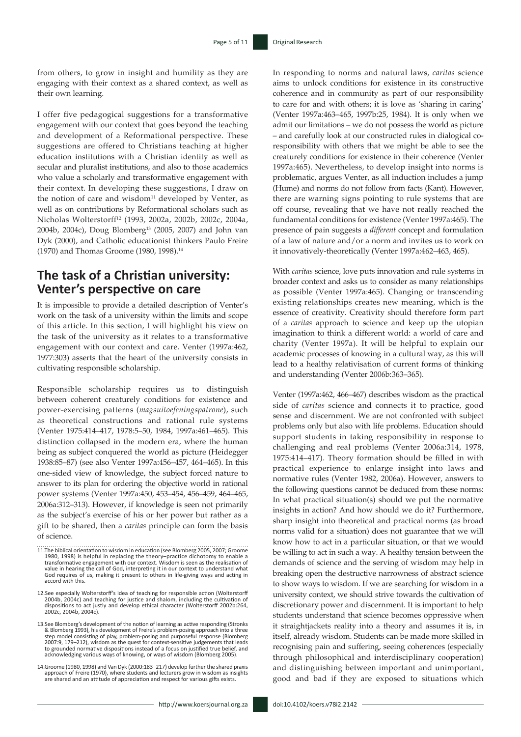from others, to grow in insight and humility as they are engaging with their context as a shared context, as well as their own learning.

I offer five pedagogical suggestions for a transformative engagement with our context that goes beyond the teaching and development of a Reformational perspective. These suggestions are offered to Christians teaching at higher education institutions with a Christian identity as well as secular and pluralist institutions, and also to those academics who value a scholarly and transformative engagement with their context. In developing these suggestions, I draw on the notion of care and wisdom[11] developed by Venter, as well as on contributions by Reformational scholars such as Nicholas Wolterstorff[12] (1993, 2002a, 2002b, 2002c, 2004a, 2004b, 2004c), Doug Blomberg[13] (2005, 2007) and John van Dyk (2000), and Catholic educationist thinkers Paulo Freire (1970) and Thomas Groome (1980, 1998).[14]

## The task of a Christian university: Venter's perspective on care

It is impossible to provide a detailed description of Venter's work on the task of a university within the limits and scope of this article. In this section, I will highlight his view on the task of the university as it relates to a transformative engagement with our context and care. Venter (1997a:462, 1977:303) asserts that the heart of the university consists in cultivating responsible scholarship.

Responsible scholarship requires us to distinguish between coherent creaturely conditions for existence and power-exercising patterns (*magsuitoefeningspatrone*), such as theoretical constructions and rational rule systems (Venter 1975:414–417, 1978:5–50, 1984, 1997a:461–465). This distinction collapsed in the modern era, where the human being as subject conquered the world as picture (Heidegger 1938:85–87) (see also Venter 1997a:456–457, 464–465). In this one-sided view of knowledge, the subject forced nature to answer to its plan for ordering the objective world in rational power systems (Venter 1997a:450, 453–454, 456–459, 464–465, 2006a:312–313). However, if knowledge is seen not primarily as the subject's exercise of his or her power but rather as a gift to be shared, then a *caritas* principle can form the basis of science.

In responding to norms and natural laws, *caritas* science aims to unlock conditions for existence in its constructive coherence and in community as part of our responsibility to care for and with others; it is love as 'sharing in caring' (Venter 1997a:463–465, 1997b:25, 1984). It is only when we admit our limitations – we do not possess the world as picture – and carefully look at our constructed rules in dialogical co-responsibility with others that we might be able to see the creaturely conditions for existence in their coherence (Venter 1997a:465). Nevertheless, to develop insight into norms is problematic, argues Venter, as all induction includes a jump (Hume) and norms do not follow from facts (Kant). However, there are warning signs pointing to rule systems that are off course, revealing that we have not really reached the fundamental conditions for existence (Venter 1997a:465). The presence of pain suggests a *different* concept and formulation of a law of nature and/or a norm and invites us to work on it innovatively-theoretically (Venter 1997a:462–463, 465).

With *caritas* science, love puts innovation and rule systems in broader context and asks us to consider as many relationships as possible (Venter 1997a:465). Changing or transcending existing relationships creates new meaning, which is the essence of creativity. Creativity should therefore form part of a *caritas* approach to science and keep up the utopian imagination to think a different world: a world of care and charity (Venter 1997a). It will be helpful to explain our academic processes of knowing in a cultural way, as this will lead to a healthy relativisation of current forms of thinking and understanding (Venter 2006b:363–365).

Venter (1997a:462, 466–467) describes wisdom as the practical side of *caritas* science and connects it to practice, good sense and discernment. We are not confronted with subject problems only but also with life problems. Education should support students in taking responsibility in response to challenging and real problems (Venter 2006a:314, 1978, 1975:414–417). Theory formation should be filled in with practical experience to enlarge insight into laws and normative rules (Venter 1982, 2006a). However, answers to the following questions cannot be deduced from these norms: In what practical situation(s) should we put the normative insights in action? And how should we do it? Furthermore, sharp insight into theoretical and practical norms (as broad norms valid for a situation) does not guarantee that we will know how to act in a particular situation, or that we would be willing to act in such a way. A healthy tension between the demands of science and the serving of wisdom may help in breaking open the destructive narrowness of abstract science to show ways to wisdom. If we are searching for wisdom in a university context, we should strive towards the cultivation of discretionary power and discernment. It is important to help students understand that science becomes oppressive when it straightjackets reality into a theory and assumes it is, in itself, already wisdom. Students can be made more skilled in recognising pain and suffering, seeing coherences (especially through philosophical and interdisciplinary cooperation) and distinguishing between important and unimportant, good and bad if they are exposed to situations which

11. The biblical orientation to wisdom in education (see Blomberg 2005, 2007; Groome 1980, 1998) is helpful in replacing the theory–practice dichotomy to enable a transformative engagement with our context. Wisdom is seen as the realisation of value in hearing the call of God, interpreting it in our context to understand what God requires of us, making it present to others in life-giving ways and acting in accord with this.

12. See especially Wolterstorff's idea of teaching for responsible action (Wolterstorff 2004b, 2004c) and teaching for justice and shalom, including the cultivation of dispositions to act justly and develop ethical character (Wolterstorff 2002b:264, 2002c, 2004b, 2004c).

13. See Blomberg's development of the notion of learning as active responding (Stronks & Blomberg 1993), his development of Freire's problem-posing approach into a three step model consisting of play, problem-posing and purposeful response (Blomberg 2007:9, 179–212), wisdom as the quest for context-sensitive judgements that leads to grounded normative dispositions instead of a focus on justified true belief, and acknowledging various ways of knowing, or ways of wisdom (Blomberg 2005).

14. Groome (1980, 1998) and Van Dyk (2000:183–217) develop further the shared praxis approach of Freire (1970), where students and lecturers grow in wisdom as insights are shared and an attitude of appreciation and respect for various gifts exists.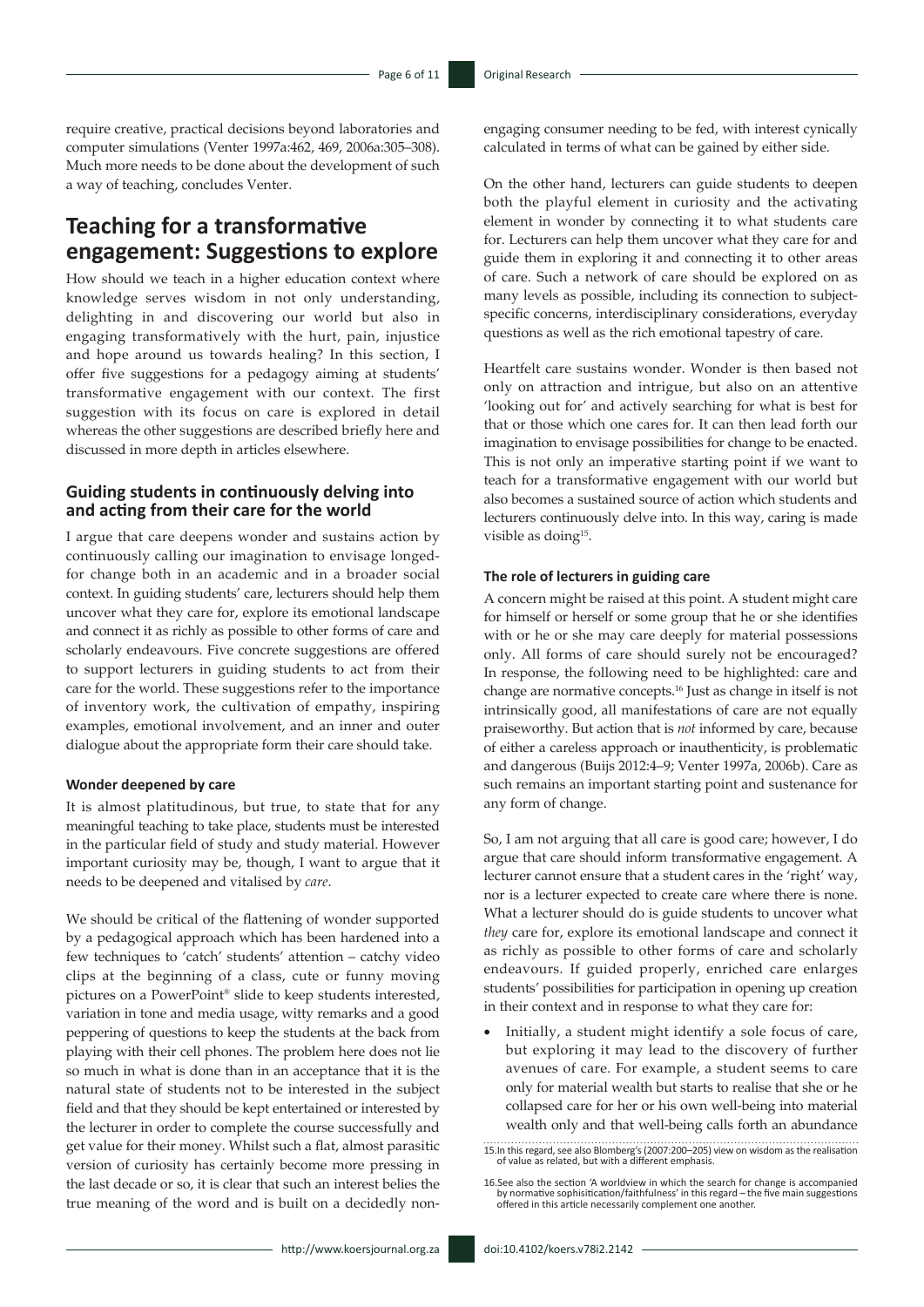require creative, practical decisions beyond laboratories and computer simulations (Venter 1997a:462, 469, 2006a:305–308). Much more needs to be done about the development of such a way of teaching, concludes Venter.

## Teaching for a transformative engagement: Suggestions to explore

How should we teach in a higher education context where knowledge serves wisdom in not only understanding, delighting in and discovering our world but also in engaging transformatively with the hurt, pain, injustice and hope around us towards healing? In this section, I offer five suggestions for a pedagogy aiming at students' transformative engagement with our context. The first suggestion with its focus on care is explored in detail whereas the other suggestions are described briefly here and discussed in more depth in articles elsewhere.

### Guiding students in continuously delving into and acting from their care for the world

I argue that care deepens wonder and sustains action by continuously calling our imagination to envisage longed-for change both in an academic and in a broader social context. In guiding students' care, lecturers should help them uncover what they care for, explore its emotional landscape and connect it as richly as possible to other forms of care and scholarly endeavours. Five concrete suggestions are offered to support lecturers in guiding students to act from their care for the world. These suggestions refer to the importance of inventory work, the cultivation of empathy, inspiring examples, emotional involvement, and an inner and outer dialogue about the appropriate form their care should take.

#### Wonder deepened by care

It is almost platitudinous, but true, to state that for any meaningful teaching to take place, students must be interested in the particular field of study and study material. However important curiosity may be, though, I want to argue that it needs to be deepened and vitalised by *care*.

We should be critical of the flattening of wonder supported by a pedagogical approach which has been hardened into a few techniques to 'catch' students' attention – catchy video clips at the beginning of a class, cute or funny moving pictures on a PowerPoint® slide to keep students interested, variation in tone and media usage, witty remarks and a good peppering of questions to keep the students at the back from playing with their cell phones. The problem here does not lie so much in what is done than in an acceptance that it is the natural state of students not to be interested in the subject field and that they should be kept entertained or interested by the lecturer in order to complete the course successfully and get value for their money. Whilst such a flat, almost parasitic version of curiosity has certainly become more pressing in the last decade or so, it is clear that such an interest belies the true meaning of the word and is built on a decidedly non-engaging consumer needing to be fed, with interest cynically calculated in terms of what can be gained by either side.

On the other hand, lecturers can guide students to deepen both the playful element in curiosity and the activating element in wonder by connecting it to what students care for. Lecturers can help them uncover what they care for and guide them in exploring it and connecting it to other areas of care. Such a network of care should be explored on as many levels as possible, including its connection to subject-specific concerns, interdisciplinary considerations, everyday questions as well as the rich emotional tapestry of care.

Heartfelt care sustains wonder. Wonder is then based not only on attraction and intrigue, but also on an attentive 'looking out for' and actively searching for what is best for that or those which one cares for. It can then lead forth our imagination to envisage possibilities for change to be enacted. This is not only an imperative starting point if we want to teach for a transformative engagement with our world but also becomes a sustained source of action which students and lecturers continuously delve into. In this way, caring is made visible as doing[15].

#### The role of lecturers in guiding care

A concern might be raised at this point. A student might care for himself or herself or some group that he or she identifies with or he or she may care deeply for material possessions only. All forms of care should surely not be encouraged? In response, the following need to be highlighted: care and change are normative concepts.[16] Just as change in itself is not intrinsically good, all manifestations of care are not equally praiseworthy. But action that is *not* informed by care, because of either a careless approach or inauthenticity, is problematic and dangerous (Buijs 2012:4–9; Venter 1997a, 2006b). Care as such remains an important starting point and sustenance for any form of change.

So, I am not arguing that all care is good care; however, I do argue that care should inform transformative engagement. A lecturer cannot ensure that a student cares in the 'right' way, nor is a lecturer expected to create care where there is none. What a lecturer should do is guide students to uncover what *they* care for, explore its emotional landscape and connect it as richly as possible to other forms of care and scholarly endeavours. If guided properly, enriched care enlarges students' possibilities for participation in opening up creation in their context and in response to what they care for:

- Initially, a student might identify a sole focus of care, but exploring it may lead to the discovery of further avenues of care. For example, a student seems to care only for material wealth but starts to realise that she or he collapsed care for her or his own well-being into material wealth only and that well-being calls forth an abundance

15. In this regard, see also Blomberg's (2007:200–205) view on wisdom as the realisation of value as related, but with a different emphasis.

16. See also the section 'A worldview in which the search for change is accompanied by normative sophistication/faithfulness' in this regard – the five main suggestions offered in this article necessarily complement one another.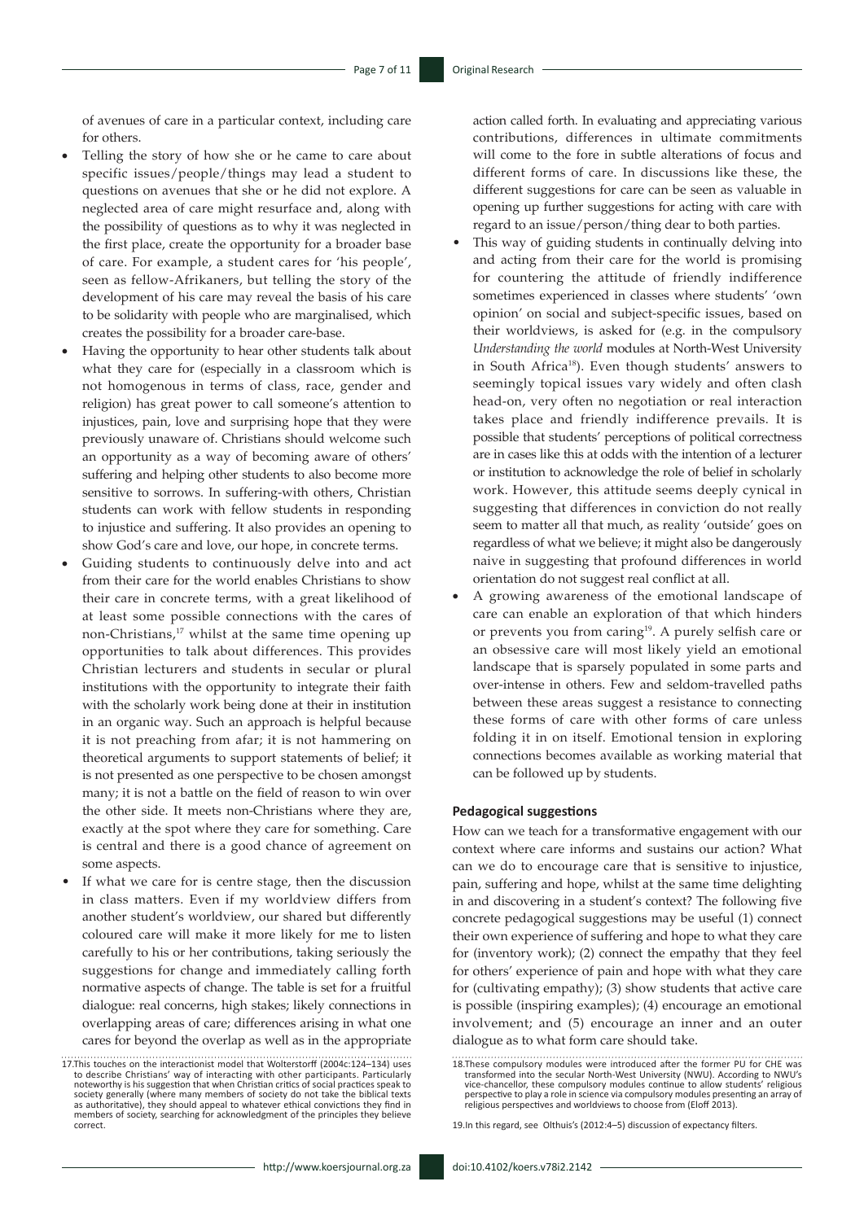of avenues of care in a particular context, including care for others.

- Telling the story of how she or he came to care about specific issues/people/things may lead a student to questions on avenues that she or he did not explore. A neglected area of care might resurface and, along with the possibility of questions as to why it was neglected in the first place, create the opportunity for a broader base of care. For example, a student cares for 'his people', seen as fellow-Afrikaners, but telling the story of the development of his care may reveal the basis of his care to be solidarity with people who are marginalised, which creates the possibility for a broader care-base.
- Having the opportunity to hear other students talk about what they care for (especially in a classroom which is not homogenous in terms of class, race, gender and religion) has great power to call someone's attention to injustices, pain, love and surprising hope that they were previously unaware of. Christians should welcome such an opportunity as a way of becoming aware of others' suffering and helping other students to also become more sensitive to sorrows. In suffering-with others, Christian students can work with fellow students in responding to injustice and suffering. It also provides an opening to show God's care and love, our hope, in concrete terms.
- Guiding students to continuously delve into and act from their care for the world enables Christians to show their care in concrete terms, with a great likelihood of at least some possible connections with the cares of non-Christians,[17] whilst at the same time opening up opportunities to talk about differences. This provides Christian lecturers and students in secular or plural institutions with the opportunity to integrate their faith with the scholarly work being done at their in institution in an organic way. Such an approach is helpful because it is not preaching from afar; it is not hammering on theoretical arguments to support statements of belief; it is not presented as one perspective to be chosen amongst many; it is not a battle on the field of reason to win over the other side. It meets non-Christians where they are, exactly at the spot where they care for something. Care is central and there is a good chance of agreement on some aspects.
- If what we care for is centre stage, then the discussion in class matters. Even if my worldview differs from another student's worldview, our shared but differently coloured care will make it more likely for me to listen carefully to his or her contributions, taking seriously the suggestions for change and immediately calling forth normative aspects of change. The table is set for a fruitful dialogue: real concerns, high stakes; likely connections in overlapping areas of care; differences arising in what one cares for beyond the overlap as well as in the appropriate action called forth. In evaluating and appreciating various contributions, differences in ultimate commitments will come to the fore in subtle alterations of focus and different forms of care. In discussions like these, the different suggestions for care can be seen as valuable in opening up further suggestions for acting with care with regard to an issue/person/thing dear to both parties.
- This way of guiding students in continually delving into and acting from their care for the world is promising for countering the attitude of friendly indifference sometimes experienced in classes where students' 'own opinion' on social and subject-specific issues, based on their worldviews, is asked for (e.g. in the compulsory *Understanding the world* modules at North-West University in South Africa[18]). Even though students' answers to seemingly topical issues vary widely and often clash head-on, very often no negotiation or real interaction takes place and friendly indifference prevails. It is possible that students' perceptions of political correctness are in cases like this at odds with the intention of a lecturer or institution to acknowledge the role of belief in scholarly work. However, this attitude seems deeply cynical in suggesting that differences in conviction do not really seem to matter all that much, as reality 'outside' goes on regardless of what we believe; it might also be dangerously naive in suggesting that profound differences in world orientation do not suggest real conflict at all.
- A growing awareness of the emotional landscape of care can enable an exploration of that which hinders or prevents you from caring[19]. A purely selfish care or an obsessive care will most likely yield an emotional landscape that is sparsely populated in some parts and over-intense in others. Few and seldom-travelled paths between these areas suggest a resistance to connecting these forms of care with other forms of care unless folding it in on itself. Emotional tension in exploring connections becomes available as working material that can be followed up by students.

### Pedagogical suggestions

How can we teach for a transformative engagement with our context where care informs and sustains our action? What can we do to encourage care that is sensitive to injustice, pain, suffering and hope, whilst at the same time delighting in and discovering in a student's context? The following five concrete pedagogical suggestions may be useful (1) connect their own experience of suffering and hope to what they care for (inventory work); (2) connect the empathy that they feel for others' experience of pain and hope with what they care for (cultivating empathy); (3) show students that active care is possible (inspiring examples); (4) encourage an emotional involvement; and (5) encourage an inner and an outer dialogue as to what form care should take.

17.This touches on the interactionist model that Wolterstorff (2004c:124–134) uses to describe Christians' way of interacting with other participants. Particularly noteworthy is his suggestion that when Christian critics of social practices speak to society generally (where many members of society do not take the biblical texts as authoritative), they should appeal to whatever ethical convictions they find in members of society, searching for acknowledgment of the principles they believe correct.

18.These compulsory modules were introduced after the former PU for CHE was transformed into the secular North-West University (NWU). According to NWU's vice-chancellor, these compulsory modules continue to allow students' religious perspective to play a role in science via compulsory modules presenting an array of religious perspectives and worldviews to choose from (Eloff 2013).

19.In this regard, see Olthuis's (2012:4–5) discussion of expectancy filters.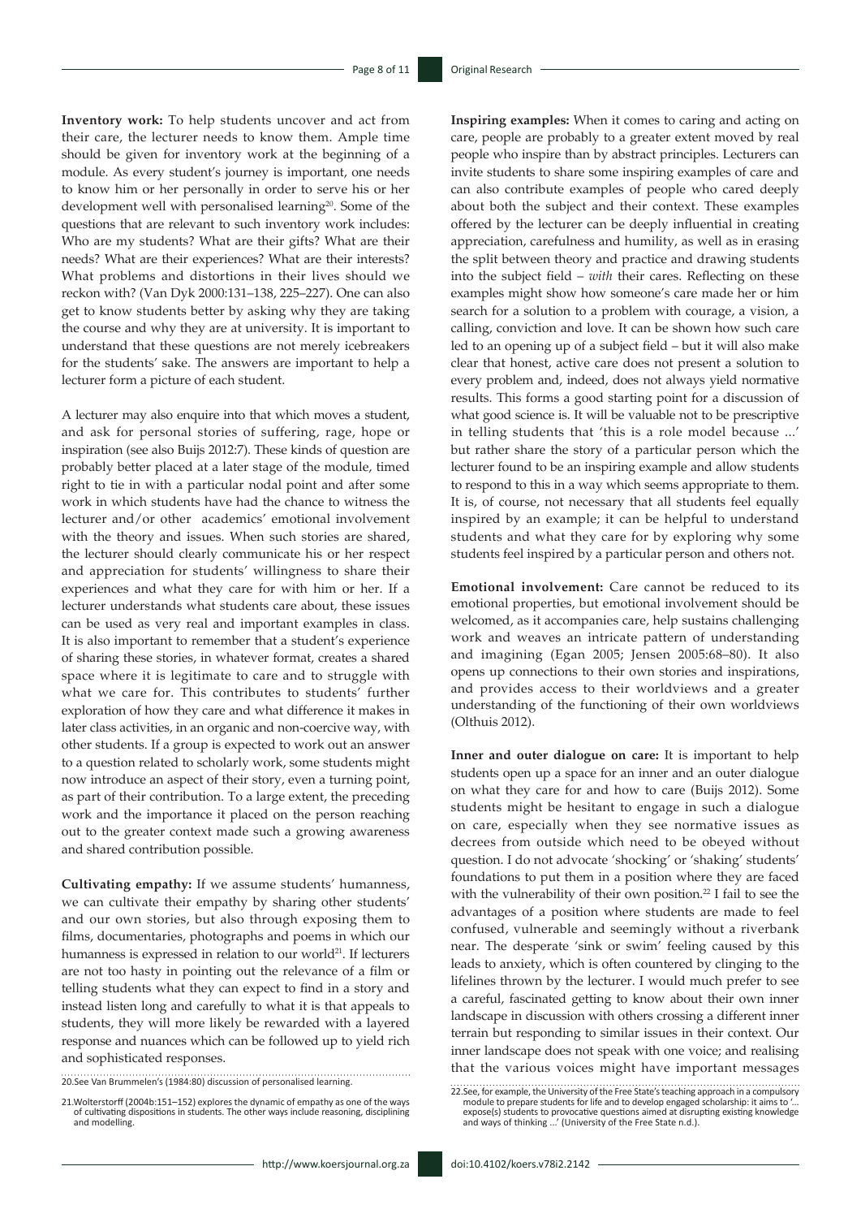**Inventory work:** To help students uncover and act from their care, the lecturer needs to know them. Ample time should be given for inventory work at the beginning of a module. As every student's journey is important, one needs to know him or her personally in order to serve his or her development well with personalised learning[20]. Some of the questions that are relevant to such inventory work includes: Who are my students? What are their gifts? What are their needs? What are their experiences? What are their interests? What problems and distortions in their lives should we reckon with? (Van Dyk 2000:131–138, 225–227). One can also get to know students better by asking why they are taking the course and why they are at university. It is important to understand that these questions are not merely icebreakers for the students' sake. The answers are important to help a lecturer form a picture of each student.

A lecturer may also enquire into that which moves a student, and ask for personal stories of suffering, rage, hope or inspiration (see also Buijs 2012:7). These kinds of question are probably better placed at a later stage of the module, timed right to tie in with a particular nodal point and after some work in which students have had the chance to witness the lecturer and/or other academics' emotional involvement with the theory and issues. When such stories are shared, the lecturer should clearly communicate his or her respect and appreciation for students' willingness to share their experiences and what they care for with him or her. If a lecturer understands what students care about, these issues can be used as very real and important examples in class. It is also important to remember that a student's experience of sharing these stories, in whatever format, creates a shared space where it is legitimate to care and to struggle with what we care for. This contributes to students' further exploration of how they care and what difference it makes in later class activities, in an organic and non-coercive way, with other students. If a group is expected to work out an answer to a question related to scholarly work, some students might now introduce an aspect of their story, even a turning point, as part of their contribution. To a large extent, the preceding work and the importance it placed on the person reaching out to the greater context made such a growing awareness and shared contribution possible.

**Cultivating empathy:** If we assume students' humanness, we can cultivate their empathy by sharing other students' and our own stories, but also through exposing them to films, documentaries, photographs and poems in which our humanness is expressed in relation to our world[21]. If lecturers are not too hasty in pointing out the relevance of a film or telling students what they can expect to find in a story and instead listen long and carefully to what it is that appeals to students, they will more likely be rewarded with a layered response and nuances which can be followed up to yield rich and sophisticated responses.

**Inspiring examples:** When it comes to caring and acting on care, people are probably to a greater extent moved by real people who inspire than by abstract principles. Lecturers can invite students to share some inspiring examples of care and can also contribute examples of people who cared deeply about both the subject and their context. These examples offered by the lecturer can be deeply influential in creating appreciation, carefulness and humility, as well as in erasing the split between theory and practice and drawing students into the subject field – *with* their cares. Reflecting on these examples might show how someone's care made her or him search for a solution to a problem with courage, a vision, a calling, conviction and love. It can be shown how such care led to an opening up of a subject field – but it will also make clear that honest, active care does not present a solution to every problem and, indeed, does not always yield normative results. This forms a good starting point for a discussion of what good science is. It will be valuable not to be prescriptive in telling students that 'this is a role model because ...' but rather share the story of a particular person which the lecturer found to be an inspiring example and allow students to respond to this in a way which seems appropriate to them. It is, of course, not necessary that all students feel equally inspired by an example; it can be helpful to understand students and what they care for by exploring why some students feel inspired by a particular person and others not.

**Emotional involvement:** Care cannot be reduced to its emotional properties, but emotional involvement should be welcomed, as it accompanies care, help sustains challenging work and weaves an intricate pattern of understanding and imagining (Egan 2005; Jensen 2005:68–80). It also opens up connections to their own stories and inspirations, and provides access to their worldviews and a greater understanding of the functioning of their own worldviews (Olthuis 2012).

**Inner and outer dialogue on care:** It is important to help students open up a space for an inner and an outer dialogue on what they care for and how to care (Buijs 2012). Some students might be hesitant to engage in such a dialogue on care, especially when they see normative issues as decrees from outside which need to be obeyed without question. I do not advocate 'shocking' or 'shaking' students' foundations to put them in a position where they are faced with the vulnerability of their own position.[22] I fail to see the advantages of a position where students are made to feel confused, vulnerable and seemingly without a riverbank near. The desperate 'sink or swim' feeling caused by this leads to anxiety, which is often countered by clinging to the lifelines thrown by the lecturer. I would much prefer to see a careful, fascinated getting to know about their own inner landscape in discussion with others crossing a different inner terrain but responding to similar issues in their context. Our inner landscape does not speak with one voice; and realising that the various voices might have important messages

---

20. See Van Brummelen's (1984:80) discussion of personalised learning.

21. Wolterstorff (2004b:151–152) explores the dynamic of empathy as one of the ways of cultivating dispositions in students. The other ways include reasoning, disciplining and modelling.

22. See, for example, the University of the Free State's teaching approach in a compulsory module to prepare students for life and to develop engaged scholarship: it aims to '... expose(s) students to provocative questions aimed at disrupting existing knowledge and ways of thinking ...' (University of the Free State n.d.).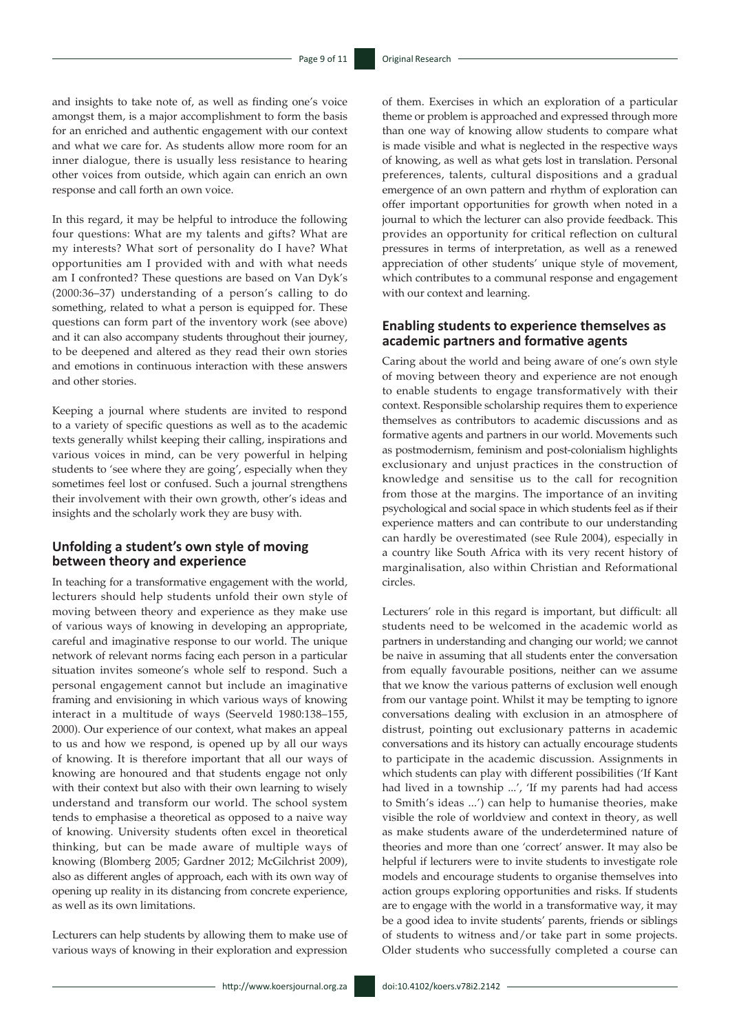and insights to take note of, as well as finding one's voice amongst them, is a major accomplishment to form the basis for an enriched and authentic engagement with our context and what we care for. As students allow more room for an inner dialogue, there is usually less resistance to hearing other voices from outside, which again can enrich an own response and call forth an own voice.

In this regard, it may be helpful to introduce the following four questions: What are my talents and gifts? What are my interests? What sort of personality do I have? What opportunities am I provided with and with what needs am I confronted? These questions are based on Van Dyk's (2000:36–37) understanding of a person's calling to do something, related to what a person is equipped for. These questions can form part of the inventory work (see above) and it can also accompany students throughout their journey, to be deepened and altered as they read their own stories and emotions in continuous interaction with these answers and other stories.

Keeping a journal where students are invited to respond to a variety of specific questions as well as to the academic texts generally whilst keeping their calling, inspirations and various voices in mind, can be very powerful in helping students to 'see where they are going', especially when they sometimes feel lost or confused. Such a journal strengthens their involvement with their own growth, other's ideas and insights and the scholarly work they are busy with.

## Unfolding a student's own style of moving between theory and experience

In teaching for a transformative engagement with the world, lecturers should help students unfold their own style of moving between theory and experience as they make use of various ways of knowing in developing an appropriate, careful and imaginative response to our world. The unique network of relevant norms facing each person in a particular situation invites someone's whole self to respond. Such a personal engagement cannot but include an imaginative framing and envisioning in which various ways of knowing interact in a multitude of ways (Seerveld 1980:138–155, 2000). Our experience of our context, what makes an appeal to us and how we respond, is opened up by all our ways of knowing. It is therefore important that all our ways of knowing are honoured and that students engage not only with their context but also with their own learning to wisely understand and transform our world. The school system tends to emphasise a theoretical as opposed to a naive way of knowing. University students often excel in theoretical thinking, but can be made aware of multiple ways of knowing (Blomberg 2005; Gardner 2012; McGilchrist 2009), also as different angles of approach, each with its own way of opening up reality in its distancing from concrete experience, as well as its own limitations.

Lecturers can help students by allowing them to make use of various ways of knowing in their exploration and expression of them. Exercises in which an exploration of a particular theme or problem is approached and expressed through more than one way of knowing allow students to compare what is made visible and what is neglected in the respective ways of knowing, as well as what gets lost in translation. Personal preferences, talents, cultural dispositions and a gradual emergence of an own pattern and rhythm of exploration can offer important opportunities for growth when noted in a journal to which the lecturer can also provide feedback. This provides an opportunity for critical reflection on cultural pressures in terms of interpretation, as well as a renewed appreciation of other students' unique style of movement, which contributes to a communal response and engagement with our context and learning.

## Enabling students to experience themselves as academic partners and formative agents

Caring about the world and being aware of one's own style of moving between theory and experience are not enough to enable students to engage transformatively with their context. Responsible scholarship requires them to experience themselves as contributors to academic discussions and as formative agents and partners in our world. Movements such as postmodernism, feminism and post-colonialism highlights exclusionary and unjust practices in the construction of knowledge and sensitise us to the call for recognition from those at the margins. The importance of an inviting psychological and social space in which students feel as if their experience matters and can contribute to our understanding can hardly be overestimated (see Rule 2004), especially in a country like South Africa with its very recent history of marginalisation, also within Christian and Reformational circles.

Lecturers' role in this regard is important, but difficult: all students need to be welcomed in the academic world as partners in understanding and changing our world; we cannot be naive in assuming that all students enter the conversation from equally favourable positions, neither can we assume that we know the various patterns of exclusion well enough from our vantage point. Whilst it may be tempting to ignore conversations dealing with exclusion in an atmosphere of distrust, pointing out exclusionary patterns in academic conversations and its history can actually encourage students to participate in the academic discussion. Assignments in which students can play with different possibilities ('If Kant had lived in a township ...', 'If my parents had had access to Smith's ideas ...') can help to humanise theories, make visible the role of worldview and context in theory, as well as make students aware of the underdetermined nature of theories and more than one 'correct' answer. It may also be helpful if lecturers were to invite students to investigate role models and encourage students to organise themselves into action groups exploring opportunities and risks. If students are to engage with the world in a transformative way, it may be a good idea to invite students' parents, friends or siblings of students to witness and/or take part in some projects. Older students who successfully completed a course can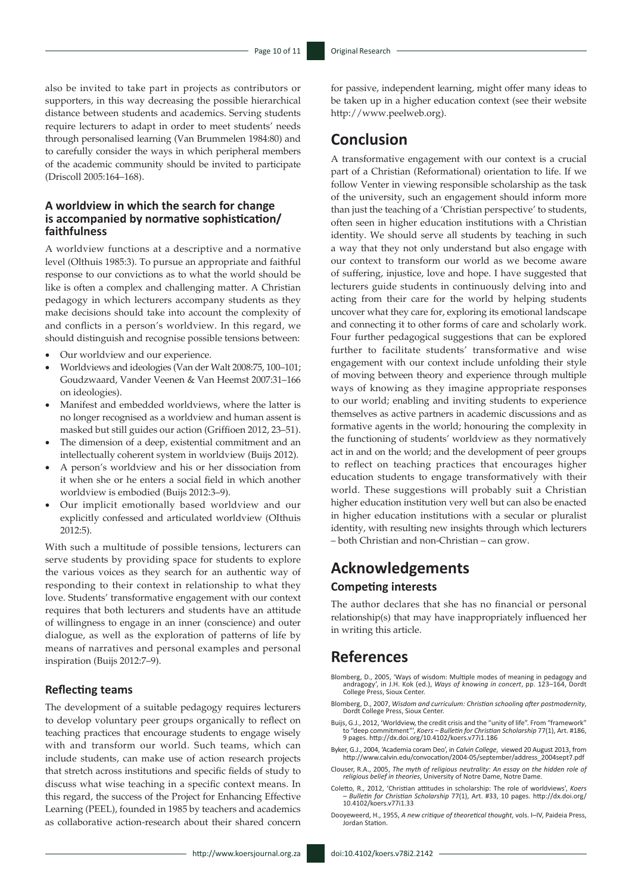also be invited to take part in projects as contributors or supporters, in this way decreasing the possible hierarchical distance between students and academics. Serving students require lecturers to adapt in order to meet students' needs through personalised learning (Van Brummelen 1984:80) and to carefully consider the ways in which peripheral members of the academic community should be invited to participate (Driscoll 2005:164–168).

### A worldview in which the search for change is accompanied by normative sophistication/faithfulness

A worldview functions at a descriptive and a normative level (Olthuis 1985:3). To pursue an appropriate and faithful response to our convictions as to what the world should be like is often a complex and challenging matter. A Christian pedagogy in which lecturers accompany students as they make decisions should take into account the complexity of and conflicts in a person's worldview. In this regard, we should distinguish and recognise possible tensions between:

- Our worldview and our experience.
- Worldviews and ideologies (Van der Walt 2008:75, 100–101; Goudzwaard, Vander Veenen & Van Heemst 2007:31–166 on ideologies).
- Manifest and embedded worldviews, where the latter is no longer recognised as a worldview and human assent is masked but still guides our action (Griffioen 2012, 23–51).
- The dimension of a deep, existential commitment and an intellectually coherent system in worldview (Buijs 2012).
- A person's worldview and his or her dissociation from it when she or he enters a social field in which another worldview is embodied (Buijs 2012:3–9).
- Our implicit emotionally based worldview and our explicitly confessed and articulated worldview (OIthuis 2012:5).

With such a multitude of possible tensions, lecturers can serve students by providing space for students to explore the various voices as they search for an authentic way of responding to their context in relationship to what they love. Students' transformative engagement with our context requires that both lecturers and students have an attitude of willingness to engage in an inner (conscience) and outer dialogue, as well as the exploration of patterns of life by means of narratives and personal examples and personal inspiration (Buijs 2012:7–9).

### Reflecting teams

The development of a suitable pedagogy requires lecturers to develop voluntary peer groups organically to reflect on teaching practices that encourage students to engage wisely with and transform our world. Such teams, which can include students, can make use of action research projects that stretch across institutions and specific fields of study to discuss what wise teaching in a specific context means. In this regard, the success of the Project for Enhancing Effective Learning (PEEL), founded in 1985 by teachers and academics as collaborative action-research about their shared concern for passive, independent learning, might offer many ideas to be taken up in a higher education context (see their website http://www.peelweb.org).

## Conclusion

A transformative engagement with our context is a crucial part of a Christian (Reformational) orientation to life. If we follow Venter in viewing responsible scholarship as the task of the university, such an engagement should inform more than just the teaching of a 'Christian perspective' to students, often seen in higher education institutions with a Christian identity. We should serve all students by teaching in such a way that they not only understand but also engage with our context to transform our world as we become aware of suffering, injustice, love and hope. I have suggested that lecturers guide students in continuously delving into and acting from their care for the world by helping students uncover what they care for, exploring its emotional landscape and connecting it to other forms of care and scholarly work. Four further pedagogical suggestions that can be explored further to facilitate students' transformative and wise engagement with our context include unfolding their style of moving between theory and experience through multiple ways of knowing as they imagine appropriate responses to our world; enabling and inviting students to experience themselves as active partners in academic discussions and as formative agents in the world; honouring the complexity in the functioning of students' worldview as they normatively act in and on the world; and the development of peer groups to reflect on teaching practices that encourages higher education students to engage transformatively with their world. These suggestions will probably suit a Christian higher education institution very well but can also be enacted in higher education institutions with a secular or pluralist identity, with resulting new insights through which lecturers – both Christian and non-Christian – can grow.

## Acknowledgements

### Competing interests

The author declares that she has no financial or personal relationship(s) that may have inappropriately influenced her in writing this article.

## References

Blomberg, D., 2005, 'Ways of wisdom: Multiple modes of meaning in pedagogy and andragogy', in J.H. Kok (ed.), *Ways of knowing in concert*, pp. 123–164, Dordt College Press, Sioux Center.

Blomberg, D., 2007, *Wisdom and curriculum: Christian schooling after postmodernity*, Dordt College Press, Sioux Center.

Buijs, G.J., 2012, 'Worldview, the credit crisis and the "unity of life". From "framework" to "deep commitment"', *Koers – Bulletin for Christian Scholarship* 77(1), Art. #186, 9 pages. http://dx.doi.org/10.4102/koers.v77i1.186

Byker, G.J., 2004, 'Academia coram Deo', in *Calvin College*, viewed 20 August 2013, from http://www.calvin.edu/convocation/2004-05/september/address_2004sept7.pdf

Clouser, R.A., 2005, *The myth of religious neutrality: An essay on the hidden role of religious belief in theories*, University of Notre Dame, Notre Dame.

Coletto, R., 2012, 'Christian attitudes in scholarship: The role of worldviews', *Koers – Bulletin for Christian Scholarship* 77(1), Art. #33, 10 pages. http://dx.doi.org/10.4102/koers.v77i1.33

Dooyeweerd, H., 1955, *A new critique of theoretical thought*, vols. I–IV, Paideia Press, Jordan Station.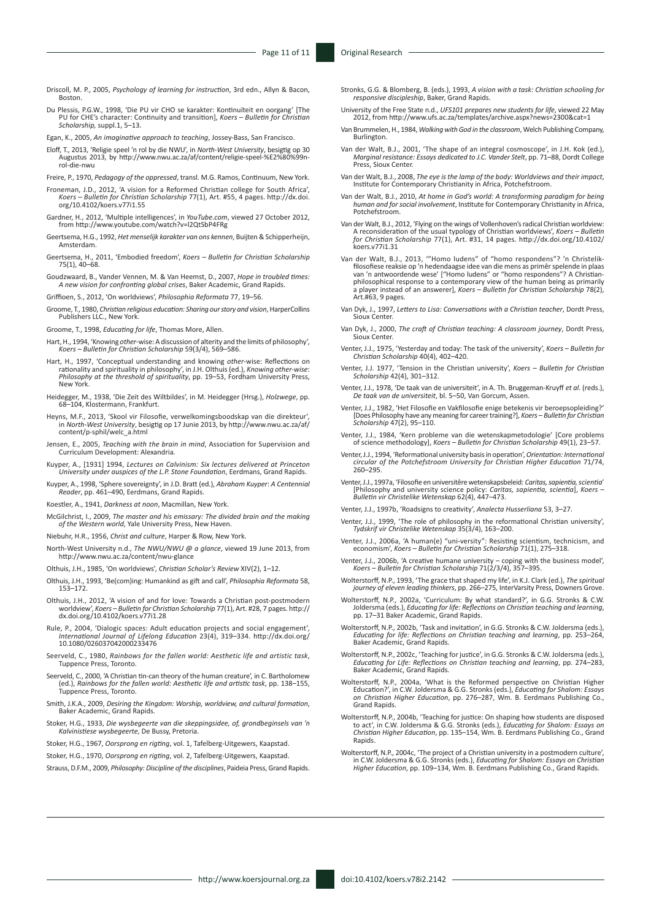Driscoll, M. P., 2005, *Psychology of learning for instruction*, 3rd edn., Allyn & Bacon, Boston.

Du Plessis, P.G.W., 1998, 'Die PU vir CHO se karakter: Kontinuïteit en oorgang' [The PU for CHE's character: Continuity and transition], *Koers – Bulletin for Christian Scholarship,* suppl.1, 5–13.

Egan, K., 2005, *An imaginative approach to teaching*, Jossey-Bass, San Francisco.

Eloff, T., 2013, 'Religie speel 'n rol by die NWU', in *North-West University*, besigtig op 30 Augustus 2013, by http://www.nwu.ac.za/af/content/religie-speel-%E2%80%99n-rol-die-nwu

Freire, P., 1970, *Pedagogy of the oppressed*, transl. M.G. Ramos, Continuum, New York.

Froneman, J.D., 2012, 'A vision for a Reformed Christian college for South Africa', *Koers – Bulletin for Christian Scholarship* 77(1), Art. #55, 4 pages. http://dx.doi.org/10.4102/koers.v77i1.55

Gardner, H., 2012, 'Multiple intelligences', in *YouTube.com*, viewed 27 October 2012, from http://www.youtube.com/watch?v=l2QtSbP4FRg

Geertsema, H.G., 1992, *Het menselijk karakter van ons kennen*, Buijten & Schipperheijn, Amsterdam.

Geertsema, H., 2011, 'Embodied freedom', *Koers – Bulletin for Christian Scholarship* 75(1), 40–68.

Goudzwaard, B., Vander Vennen, M. & Van Heemst, D., 2007, *Hope in troubled times: A new vision for confronting global crises*, Baker Academic, Grand Rapids.

Griffioen, S., 2012, 'On worldviews', *Philosophia Reformata* 77, 19–56.

Groome, T., 1980, *Christian religious education: Sharing our story and vision*, HarperCollins Publishers LLC., New York.

Groome, T., 1998, *Educating for life*, Thomas More, Allen.

Hart, H., 1994, 'Knowing *other*-wise: A discussion of alterity and the limits of philosophy', *Koers – Bulletin for Christian Scholarship* 59(3/4), 569–586.

Hart, H., 1997, 'Conceptual understanding and knowing *other*-wise: Reflections on rationality and spirituality in philosophy', in J.H. Olthuis (ed.), *Knowing other-wise: Philosophy at the threshold of spirituality*, pp. 19–53, Fordham University Press, New York.

Heidegger, M., 1938, 'Die Zeit des Wiltbildes', in M. Heidegger (Hrsg.), *Holzwege*, pp. 68–104, Klostermann, Frankfurt.

Heyns, M.F., 2013, 'Skool vir Filosofie, verwelkomingsboodskap van die direkteur', in *North-West University*, besigtig op 17 Junie 2013, by http://www.nwu.ac.za/af/content/p-sphil/welc_a.html

Jensen, E., 2005, *Teaching with the brain in mind*, Association for Supervision and Curriculum Development: Alexandria.

Kuyper, A., [1931] 1994, *Lectures on Calvinism: Six lectures delivered at Princeton University under auspices of the L.P. Stone Foundation*, Eerdmans, Grand Rapids.

Kuyper, A., 1998, 'Sphere sovereignty', in J.D. Bratt (ed.), *Abraham Kuyper: A Centennial Reader*, pp. 461–490, Eerdmans, Grand Rapids.

Koestler, A., 1941, *Darkness at noon*, Macmillan, New York.

McGilchrist, I., 2009, *The master and his emissary: The divided brain and the making of the Western world*, Yale University Press, New Haven.

Niebuhr, H.R., 1956, *Christ and culture*, Harper & Row, New York.

North-West University n.d., *The NWU/NWU @ a glance*, viewed 19 June 2013, from http://www.nwu.ac.za/content/nwu-glance

Olthuis, J.H., 1985, 'On worldviews', *Christian Scholar's Review* XIV(2), 1–12.

Olthuis, J.H., 1993, 'Be(com)ing: Humankind as gift and call', *Philosophia Reformata* 58, 153–172.

Olthuis, J.H., 2012, 'A vision of and for love: Towards a Christian post-postmodern worldview', *Koers – Bulletin for Christian Scholarship* 77(1), Art. #28, 7 pages. http://dx.doi.org/10.4102/koers.v77i1.28

Rule, P., 2004, 'Dialogic spaces: Adult education projects and social engagement', *International Journal of Lifelong Education* 23(4), 319–334. http://dx.doi.org/10.1080/026037042000233476

Seerveld, C., 1980, *Rainbows for the fallen world: Aesthetic life and artistic task*, Tuppence Press, Toronto.

Seerveld, C., 2000, 'A Christian tin-can theory of the human creature', in C. Bartholomew (ed.), *Rainbows for the fallen world: Aesthetic life and artistic task*, pp. 138–155, Tuppence Press, Toronto.

Smith, J.K.A., 2009, *Desiring the Kingdom: Worship, worldview, and cultural formation*, Baker Academic, Grand Rapids.

Stoker, H.G., 1933, *Die wysbegeerte van die skeppingsidee, of, grondbeginsels van 'n Kalvinistiese wysbegeerte*, De Bussy, Pretoria.

Stoker, H.G., 1967, *Oorsprong en rigting*, vol. 1, Tafelberg-Uitgewers, Kaapstad.

Stoker, H.G., 1970, *Oorsprong en rigting*, vol. 2, Tafelberg-Uitgewers, Kaapstad.

Strauss, D.F.M., 2009, *Philosophy: Discipline of the disciplines*, Paideia Press, Grand Rapids.

Stronks, G.G. & Blomberg, B. (eds.), 1993, *A vision with a task: Christian schooling for responsive discipleship*, Baker, Grand Rapids.

University of the Free State n.d., *UFS101 prepares new students for life*, viewed 22 May 2012, from http://www.ufs.ac.za/templates/archive.aspx?news=2300&cat=1

Van Brummelen, H., 1984, *Walking with God in the classroom*, Welch Publishing Company, Burlington.

Van der Walt, B.J., 2001, 'The shape of an integral cosmoscope', in J.H. Kok (ed.), *Marginal resistance: Essays dedicated to J.C. Vander Stelt*, pp. 71–88, Dordt College Press, Sioux Center.

Van der Walt, B.J., 2008, *The eye is the lamp of the body: Worldviews and their impact*, Institute for Contemporary Christianity in Africa, Potchefstroom.

Van der Walt, B.J., 2010, *At home in God's world: A transforming paradigm for being human and for social involvement*, Institute for Contemporary Christianity in Africa, Potchefstroom.

Van der Walt, B.J., 2012, 'Flying on the wings of Vollenhoven's radical Christian worldview: A reconsideration of the usual typology of Christian worldviews', *Koers – Bulletin for Christian Scholarship* 77(1), Art. #31, 14 pages. http://dx.doi.org/10.4102/koers.v77i1.31

Van der Walt, B.J., 2013, '"Homo ludens" of "homo respondens"? 'n Christelik-filosofiese reaksie op 'n hedendaagse idee van die mens as primêr spelende in plaas van 'n antwoordende wese' ["Homo ludens" or "homo respondens"? A Christian-philosophical response to a contemporary view of the human being as primarily a player instead of an answerer], *Koers – Bulletin for Christian Scholarship* 78(2), Art.#63, 9 pages.

Van Dyk, J., 1997, *Letters to Lisa: Conversations with a Christian teacher*, Dordt Press, Sioux Center.

Van Dyk, J., 2000, *The craft of Christian teaching: A classroom journey*, Dordt Press, Sioux Center.

Venter, J.J., 1975, 'Yesterday and today: The task of the university', *Koers – Bulletin for Christian Scholarship* 40(4), 402–420.

Venter, J.J. 1977, 'Tension in the Christian university', *Koers – Bulletin for Christian Scholarship* 42(4), 301–312.

Venter, J.J., 1978, 'De taak van de universiteit', in A. Th. Bruggeman-Kruyff *et al*. (reds.), *De taak van de universiteit*, bl. 5–50, Van Gorcum, Assen.

Venter, J.J., 1982, 'Het Filosofie en Vakfilosofie enige betekenis vir beroepsopleiding?' [Does Philosophy have any meaning for career training?], *Koers – Bulletin for Christian Scholarship* 47(2), 95–110.

Venter, J.J., 1984, 'Kern probleme van die wetenskapmetodologie' [Core problems of science methodology], *Koers – Bulletin for Christian Scholarship* 49(1), 23–57.

Venter, J.J., 1994, 'Reformational university basis in operation', *Orientation: International circular of the Potchefstroom University for Christian Higher Education* 71/74, 260–295.

Venter, J.J., 1997a, 'Filosofie en universitêre wetenskapsbeleid: *Caritas, sapientia, scientia*' [Philosophy and university science policy: *Caritas, sapientia, scientia*], *Koers – Bulletin vir Christelike Wetenskap* 62(4), 447–473.

Venter, J.J., 1997b, 'Roadsigns to creativity', *Analecta Husserliana* 53, 3–27.

Venter, J.J., 1999, 'The role of philosophy in the reformational Christian university', *Tydskrif vir Christelike Wetenskap* 35(3/4), 163–200.

Venter, J.J., 2006a, 'A human(e) "uni-versity": Resisting scientism, technicism, and economism', *Koers – Bulletin for Christian Scholarship* 71(1), 275–318.

Venter, J.J., 2006b, 'A creative humane university – coping with the business model', *Koers – Bulletin for Christian Scholarship* 71(2/3/4), 357–395.

Wolterstorff, N.P., 1993, 'The grace that shaped my life', in K.J. Clark (ed.), *The spiritual journey of eleven leading thinkers*, pp. 266–275, InterVarsity Press, Downers Grove.

Wolterstorff, N.P., 2002a, 'Curriculum: By what standard?', in G.G. Stronks & C.W. Joldersma (eds.), *Educating for life: Reflections on Christian teaching and learning*, pp. 17–31 Baker Academic, Grand Rapids.

Wolterstorff, N.P., 2002b, 'Task and invitation', in G.G. Stronks & C.W. Joldersma (eds.), *Educating for life: Reflections on Christian teaching and learning*, pp. 253–264, Baker Academic, Grand Rapids.

Wolterstorff, N.P., 2002c, 'Teaching for justice', in G.G. Stronks & C.W. Joldersma (eds.), *Educating for Life: Reflections on Christian teaching and learning*, pp. 274–283, Baker Academic, Grand Rapids.

Wolterstorff, N.P., 2004a, 'What is the Reformed perspective on Christian Higher Education?', in C.W. Joldersma & G.G. Stronks (eds.), *Educating for Shalom: Essays on Christian Higher Education*, pp. 276–287, Wm. B. Eerdmans Publishing Co., Grand Rapids.

Wolterstorff, N.P., 2004b, 'Teaching for justice: On shaping how students are disposed to act', in C.W. Joldersma & G.G. Stronks (eds.), *Educating for Shalom: Essays on Christian Higher Education*, pp. 135–154, Wm. B. Eerdmans Publishing Co., Grand Rapids.

Wolterstorff, N.P., 2004c, 'The project of a Christian university in a postmodern culture', in C.W. Joldersma & G.G. Stronks (eds.), *Educating for Shalom: Essays on Christian Higher Education*, pp. 109–134, Wm. B. Eerdmans Publishing Co., Grand Rapids.